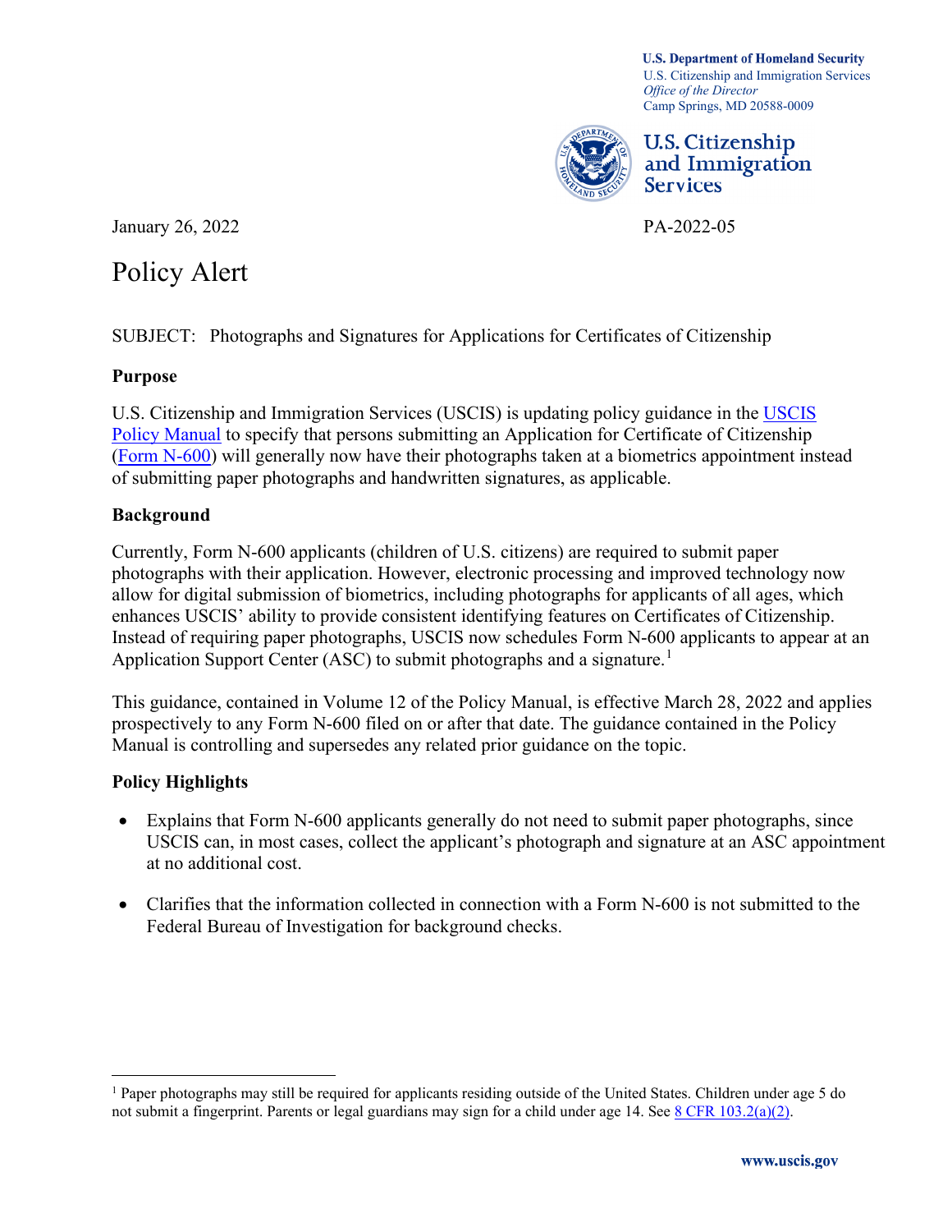U.S. Department of Homeland Security
U.S. Citizenship and Immigration Services
*Office of the Director*
Camp Springs, MD 20588-0009

U.S. Citizenship and Immigration Services

January 26, 2022

PA-2022-05

# Policy Alert

SUBJECT: Photographs and Signatures for Applications for Certificates of Citizenship

## Purpose

U.S. Citizenship and Immigration Services (USCIS) is updating policy guidance in the USCIS Policy Manual to specify that persons submitting an Application for Certificate of Citizenship (Form N-600) will generally now have their photographs taken at a biometrics appointment instead of submitting paper photographs and handwritten signatures, as applicable.

## Background

Currently, Form N-600 applicants (children of U.S. citizens) are required to submit paper photographs with their application. However, electronic processing and improved technology now allow for digital submission of biometrics, including photographs for applicants of all ages, which enhances USCIS' ability to provide consistent identifying features on Certificates of Citizenship. Instead of requiring paper photographs, USCIS now schedules Form N-600 applicants to appear at an Application Support Center (ASC) to submit photographs and a signature.[1]

This guidance, contained in Volume 12 of the Policy Manual, is effective March 28, 2022 and applies prospectively to any Form N-600 filed on or after that date. The guidance contained in the Policy Manual is controlling and supersedes any related prior guidance on the topic.

## Policy Highlights

- Explains that Form N-600 applicants generally do not need to submit paper photographs, since USCIS can, in most cases, collect the applicant's photograph and signature at an ASC appointment at no additional cost.
- Clarifies that the information collected in connection with a Form N-600 is not submitted to the Federal Bureau of Investigation for background checks.

[1] Paper photographs may still be required for applicants residing outside of the United States. Children under age 5 do not submit a fingerprint. Parents or legal guardians may sign for a child under age 14. See 8 CFR 103.2(a)(2).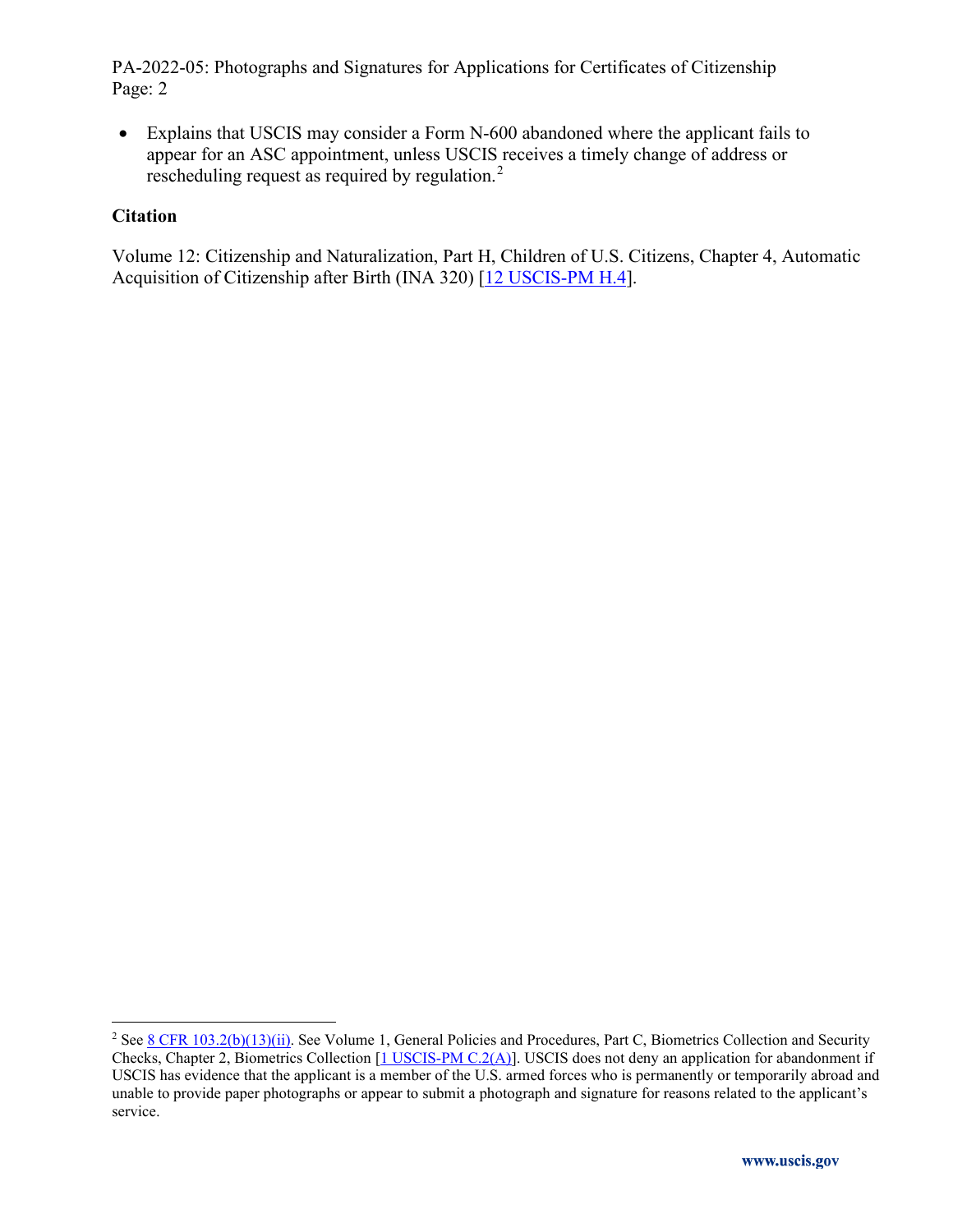- Explains that USCIS may consider a Form N-600 abandoned where the applicant fails to appear for an ASC appointment, unless USCIS receives a timely change of address or rescheduling request as required by regulation.[2]

**Citation**

Volume 12: Citizenship and Naturalization, Part H, Children of U.S. Citizens, Chapter 4, Automatic Acquisition of Citizenship after Birth (INA 320) [12 USCIS-PM H.4].

---

[2] See 8 CFR 103.2(b)(13)(ii). See Volume 1, General Policies and Procedures, Part C, Biometrics Collection and Security Checks, Chapter 2, Biometrics Collection [1 USCIS-PM C.2(A)]. USCIS does not deny an application for abandonment if USCIS has evidence that the applicant is a member of the U.S. armed forces who is permanently or temporarily abroad and unable to provide paper photographs or appear to submit a photograph and signature for reasons related to the applicant's service.